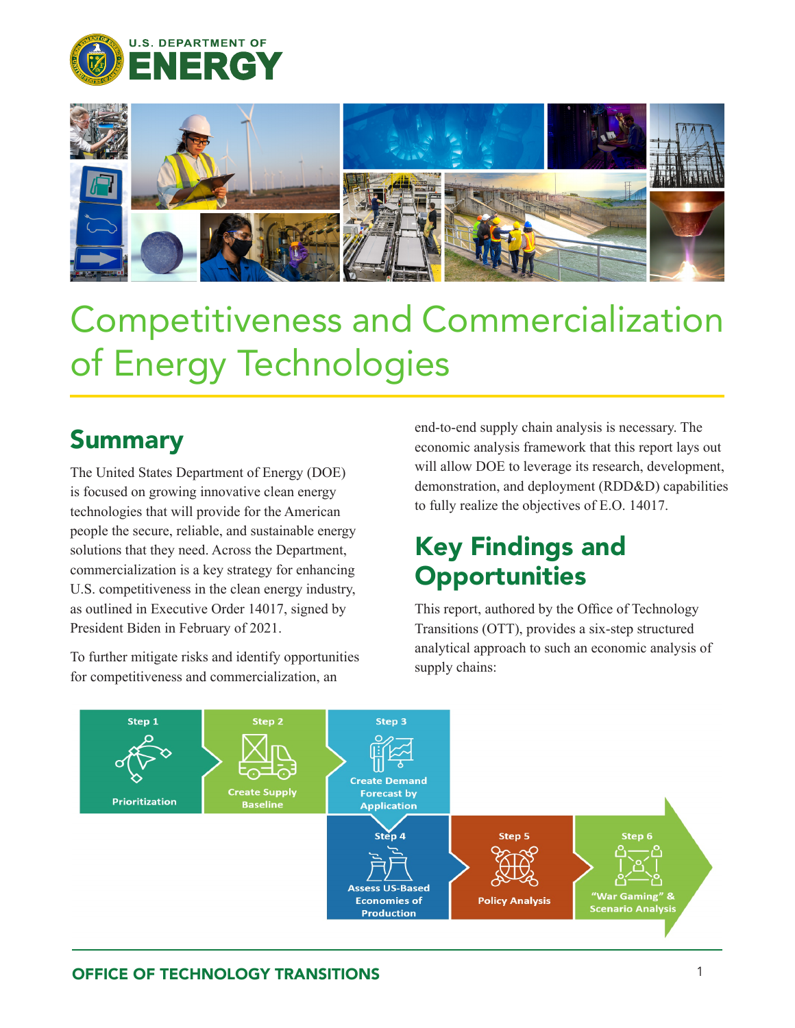U.S. DEPARTMENT OF ENERGY

# Competitiveness and Commercialization of Energy Technologies

## Summary

The United States Department of Energy (DOE) is focused on growing innovative clean energy technologies that will provide for the American people the secure, reliable, and sustainable energy solutions that they need. Across the Department, commercialization is a key strategy for enhancing U.S. competitiveness in the clean energy industry, as outlined in Executive Order 14017, signed by President Biden in February of 2021.

To further mitigate risks and identify opportunities for competitiveness and commercialization, an end-to-end supply chain analysis is necessary. The economic analysis framework that this report lays out will allow DOE to leverage its research, development, demonstration, and deployment (RDD&D) capabilities to fully realize the objectives of E.O. 14017.

## Key Findings and Opportunities

This report, authored by the Office of Technology Transitions (OTT), provides a six-step structured analytical approach to such an economic analysis of supply chains:

Step 1
Prioritization

Step 2
Create Supply Baseline

Step 3
Create Demand Forecast by Application

Step 4
Assess US-Based Economies of Production

Step 5
Policy Analysis

Step 6
"War Gaming" & Scenario Analysis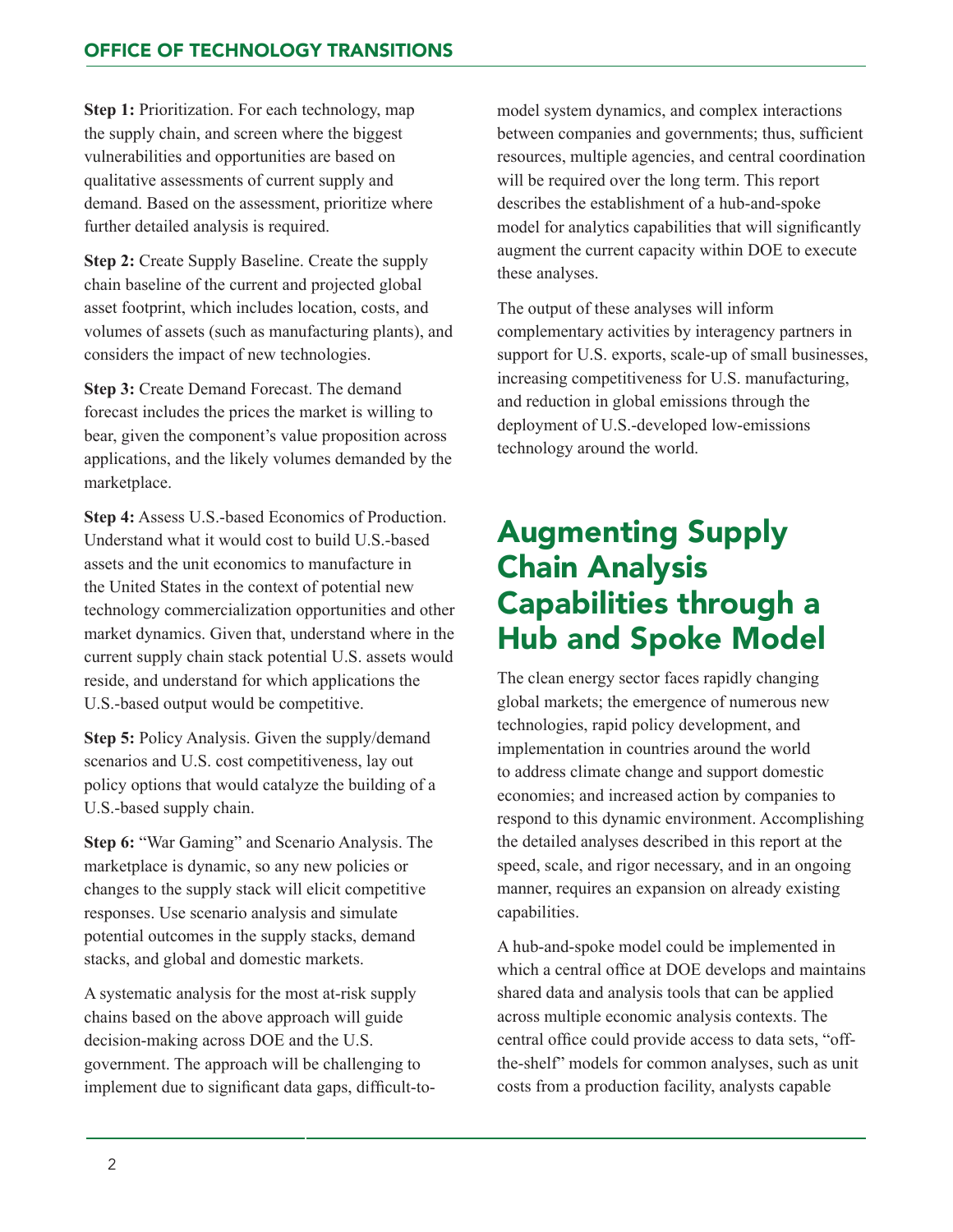**Step 1:** Prioritization. For each technology, map the supply chain, and screen where the biggest vulnerabilities and opportunities are based on qualitative assessments of current supply and demand. Based on the assessment, prioritize where further detailed analysis is required.

**Step 2:** Create Supply Baseline. Create the supply chain baseline of the current and projected global asset footprint, which includes location, costs, and volumes of assets (such as manufacturing plants), and considers the impact of new technologies.

**Step 3:** Create Demand Forecast. The demand forecast includes the prices the market is willing to bear, given the component's value proposition across applications, and the likely volumes demanded by the marketplace.

**Step 4:** Assess U.S.-based Economics of Production. Understand what it would cost to build U.S.-based assets and the unit economics to manufacture in the United States in the context of potential new technology commercialization opportunities and other market dynamics. Given that, understand where in the current supply chain stack potential U.S. assets would reside, and understand for which applications the U.S.-based output would be competitive.

**Step 5:** Policy Analysis. Given the supply/demand scenarios and U.S. cost competitiveness, lay out policy options that would catalyze the building of a U.S.-based supply chain.

**Step 6:** "War Gaming" and Scenario Analysis. The marketplace is dynamic, so any new policies or changes to the supply stack will elicit competitive responses. Use scenario analysis and simulate potential outcomes in the supply stacks, demand stacks, and global and domestic markets.

A systematic analysis for the most at-risk supply chains based on the above approach will guide decision-making across DOE and the U.S. government. The approach will be challenging to implement due to significant data gaps, difficult-to-model system dynamics, and complex interactions between companies and governments; thus, sufficient resources, multiple agencies, and central coordination will be required over the long term. This report describes the establishment of a hub-and-spoke model for analytics capabilities that will significantly augment the current capacity within DOE to execute these analyses.

The output of these analyses will inform complementary activities by interagency partners in support for U.S. exports, scale-up of small businesses, increasing competitiveness for U.S. manufacturing, and reduction in global emissions through the deployment of U.S.-developed low-emissions technology around the world.

## Augmenting Supply Chain Analysis Capabilities through a Hub and Spoke Model

The clean energy sector faces rapidly changing global markets; the emergence of numerous new technologies, rapid policy development, and implementation in countries around the world to address climate change and support domestic economies; and increased action by companies to respond to this dynamic environment. Accomplishing the detailed analyses described in this report at the speed, scale, and rigor necessary, and in an ongoing manner, requires an expansion on already existing capabilities.

A hub-and-spoke model could be implemented in which a central office at DOE develops and maintains shared data and analysis tools that can be applied across multiple economic analysis contexts. The central office could provide access to data sets, "off-the-shelf" models for common analyses, such as unit costs from a production facility, analysts capable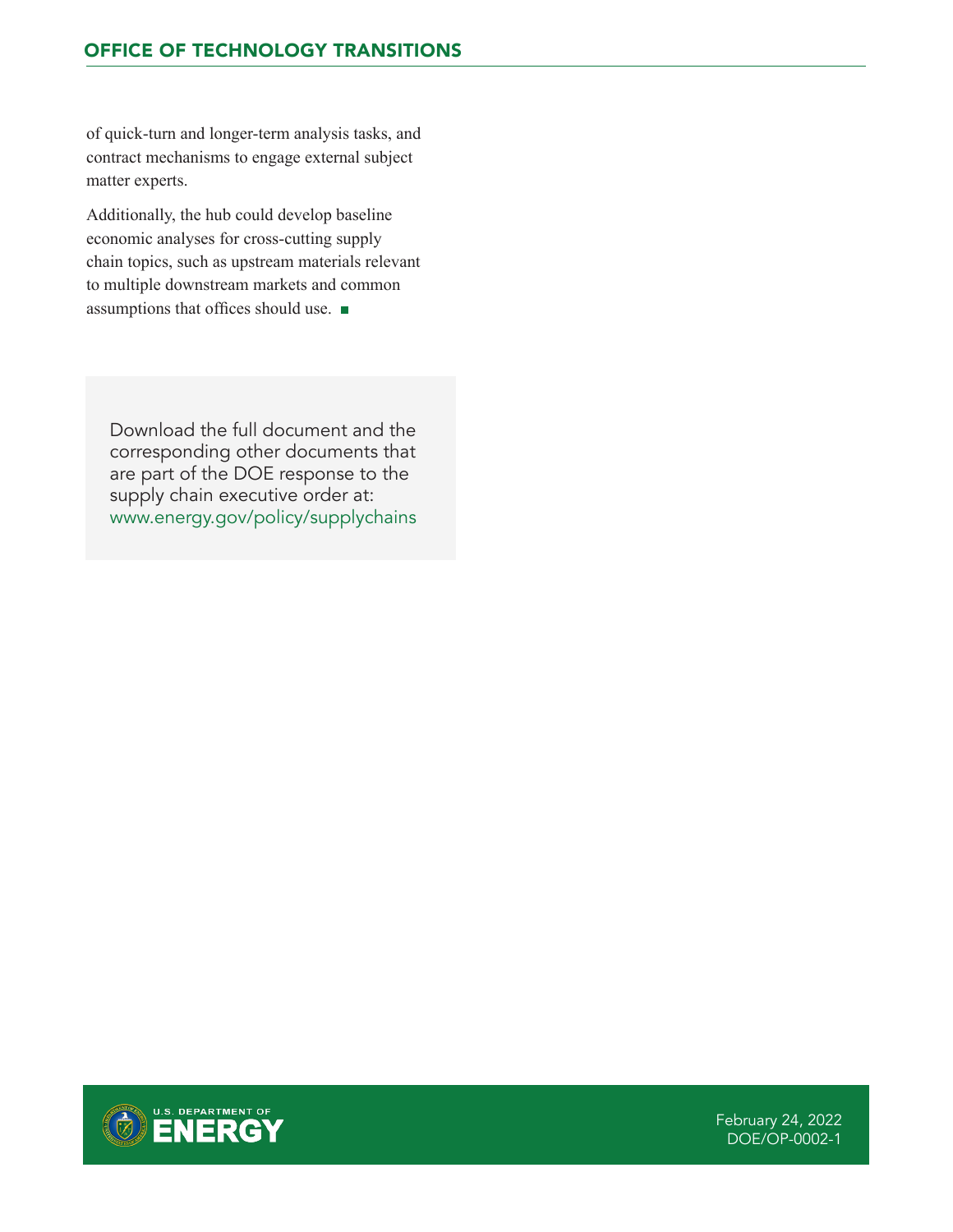of quick-turn and longer-term analysis tasks, and contract mechanisms to engage external subject matter experts.

Additionally, the hub could develop baseline economic analyses for cross-cutting supply chain topics, such as upstream materials relevant to multiple downstream markets and common assumptions that offices should use. ■

Download the full document and the corresponding other documents that are part of the DOE response to the supply chain executive order at: www.energy.gov/policy/supplychains

U.S. DEPARTMENT OF ENERGY

February 24, 2022
DOE/OP-0002-1